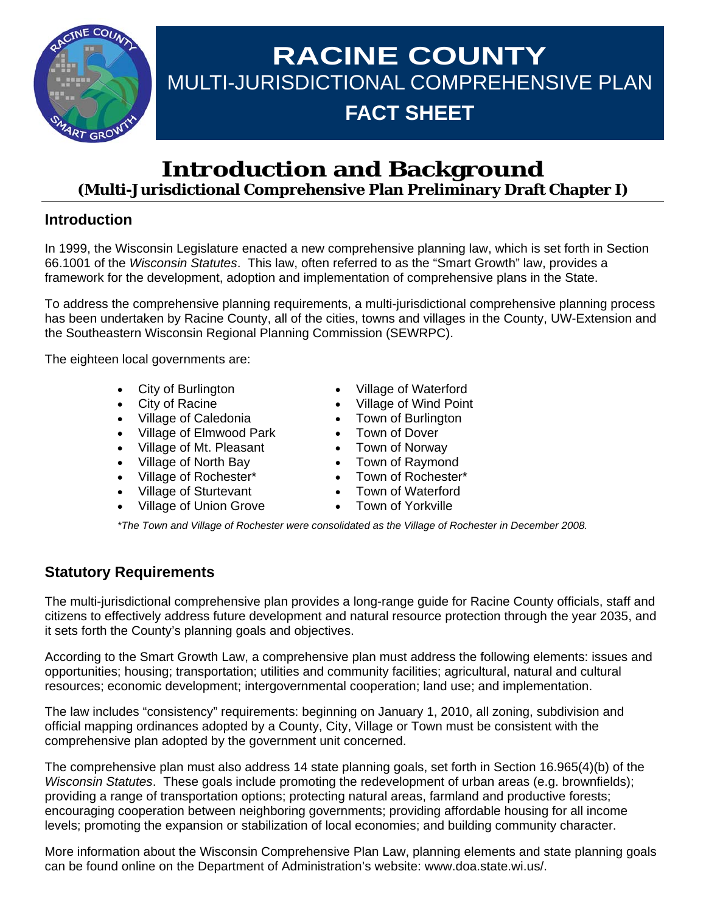# RACINE COUNTY

## MULTI-JURISDICTIONAL COMPREHENSIVE PLAN

## FACT SHEET

# Introduction and Background

**(Multi-Jurisdictional Comprehensive Plan Preliminary Draft Chapter I)**

## Introduction

In 1999, the Wisconsin Legislature enacted a new comprehensive planning law, which is set forth in Section 66.1001 of the *Wisconsin Statutes*. This law, often referred to as the "Smart Growth" law, provides a framework for the development, adoption and implementation of comprehensive plans in the State.

To address the comprehensive planning requirements, a multi-jurisdictional comprehensive planning process has been undertaken by Racine County, all of the cities, towns and villages in the County, UW-Extension and the Southeastern Wisconsin Regional Planning Commission (SEWRPC).

The eighteen local governments are:

- City of Burlington
- City of Racine
- Village of Caledonia
- Village of Elmwood Park
- Village of Mt. Pleasant
- Village of North Bay
- Village of Rochester*
- Village of Sturtevant
- Village of Union Grove
- Village of Waterford
- Village of Wind Point
- Town of Burlington
- Town of Dover
- Town of Norway
- Town of Raymond
- Town of Rochester*
- Town of Waterford
- Town of Yorkville

*\*The Town and Village of Rochester were consolidated as the Village of Rochester in December 2008.*

## Statutory Requirements

The multi-jurisdictional comprehensive plan provides a long-range guide for Racine County officials, staff and citizens to effectively address future development and natural resource protection through the year 2035, and it sets forth the County's planning goals and objectives.

According to the Smart Growth Law, a comprehensive plan must address the following elements: issues and opportunities; housing; transportation; utilities and community facilities; agricultural, natural and cultural resources; economic development; intergovernmental cooperation; land use; and implementation.

The law includes "consistency" requirements: beginning on January 1, 2010, all zoning, subdivision and official mapping ordinances adopted by a County, City, Village or Town must be consistent with the comprehensive plan adopted by the government unit concerned.

The comprehensive plan must also address 14 state planning goals, set forth in Section 16.965(4)(b) of the *Wisconsin Statutes*. These goals include promoting the redevelopment of urban areas (e.g. brownfields); providing a range of transportation options; protecting natural areas, farmland and productive forests; encouraging cooperation between neighboring governments; providing affordable housing for all income levels; promoting the expansion or stabilization of local economies; and building community character.

More information about the Wisconsin Comprehensive Plan Law, planning elements and state planning goals can be found online on the Department of Administration's website: www.doa.state.wi.us/.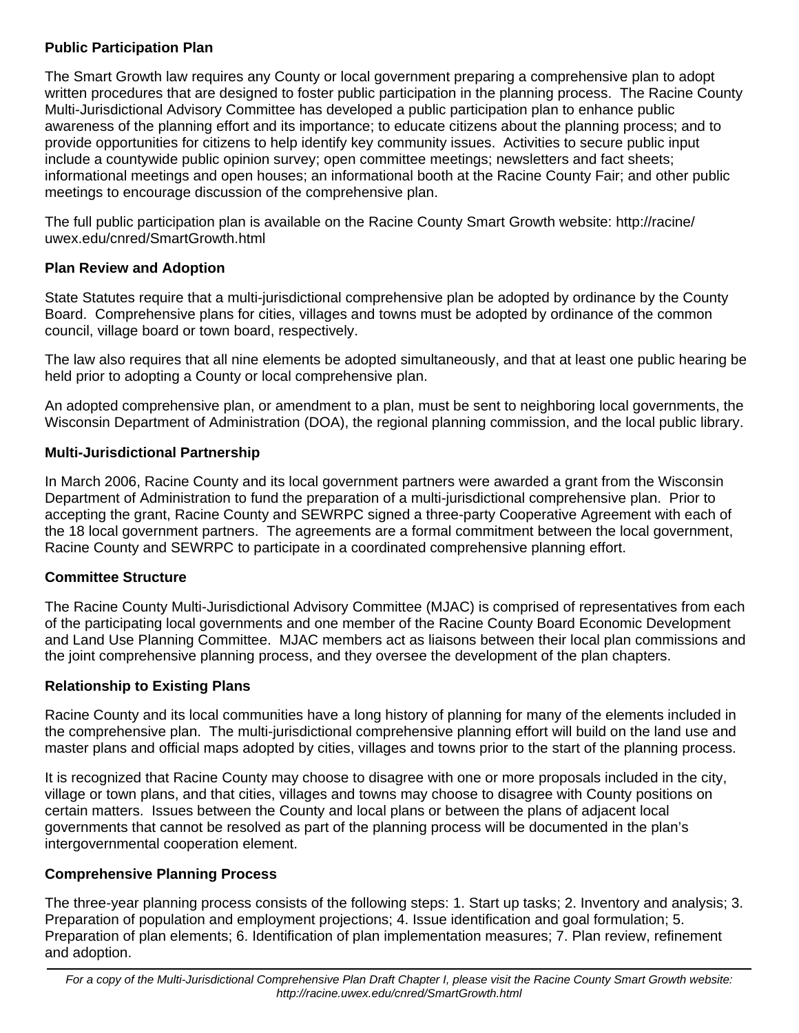**Public Participation Plan**

The Smart Growth law requires any County or local government preparing a comprehensive plan to adopt written procedures that are designed to foster public participation in the planning process. The Racine County Multi-Jurisdictional Advisory Committee has developed a public participation plan to enhance public awareness of the planning effort and its importance; to educate citizens about the planning process; and to provide opportunities for citizens to help identify key community issues. Activities to secure public input include a countywide public opinion survey; open committee meetings; newsletters and fact sheets; informational meetings and open houses; an informational booth at the Racine County Fair; and other public meetings to encourage discussion of the comprehensive plan.

The full public participation plan is available on the Racine County Smart Growth website: http://racine/ uwex.edu/cnred/SmartGrowth.html

**Plan Review and Adoption**

State Statutes require that a multi-jurisdictional comprehensive plan be adopted by ordinance by the County Board. Comprehensive plans for cities, villages and towns must be adopted by ordinance of the common council, village board or town board, respectively.

The law also requires that all nine elements be adopted simultaneously, and that at least one public hearing be held prior to adopting a County or local comprehensive plan.

An adopted comprehensive plan, or amendment to a plan, must be sent to neighboring local governments, the Wisconsin Department of Administration (DOA), the regional planning commission, and the local public library.

**Multi-Jurisdictional Partnership**

In March 2006, Racine County and its local government partners were awarded a grant from the Wisconsin Department of Administration to fund the preparation of a multi-jurisdictional comprehensive plan. Prior to accepting the grant, Racine County and SEWRPC signed a three-party Cooperative Agreement with each of the 18 local government partners. The agreements are a formal commitment between the local government, Racine County and SEWRPC to participate in a coordinated comprehensive planning effort.

**Committee Structure**

The Racine County Multi-Jurisdictional Advisory Committee (MJAC) is comprised of representatives from each of the participating local governments and one member of the Racine County Board Economic Development and Land Use Planning Committee. MJAC members act as liaisons between their local plan commissions and the joint comprehensive planning process, and they oversee the development of the plan chapters.

**Relationship to Existing Plans**

Racine County and its local communities have a long history of planning for many of the elements included in the comprehensive plan. The multi-jurisdictional comprehensive planning effort will build on the land use and master plans and official maps adopted by cities, villages and towns prior to the start of the planning process.

It is recognized that Racine County may choose to disagree with one or more proposals included in the city, village or town plans, and that cities, villages and towns may choose to disagree with County positions on certain matters. Issues between the County and local plans or between the plans of adjacent local governments that cannot be resolved as part of the planning process will be documented in the plan's intergovernmental cooperation element.

**Comprehensive Planning Process**

The three-year planning process consists of the following steps: 1. Start up tasks; 2. Inventory and analysis; 3. Preparation of population and employment projections; 4. Issue identification and goal formulation; 5. Preparation of plan elements; 6. Identification of plan implementation measures; 7. Plan review, refinement and adoption.

*For a copy of the Multi-Jurisdictional Comprehensive Plan Draft Chapter I, please visit the Racine County Smart Growth website: http://racine.uwex.edu/cnred/SmartGrowth.html*